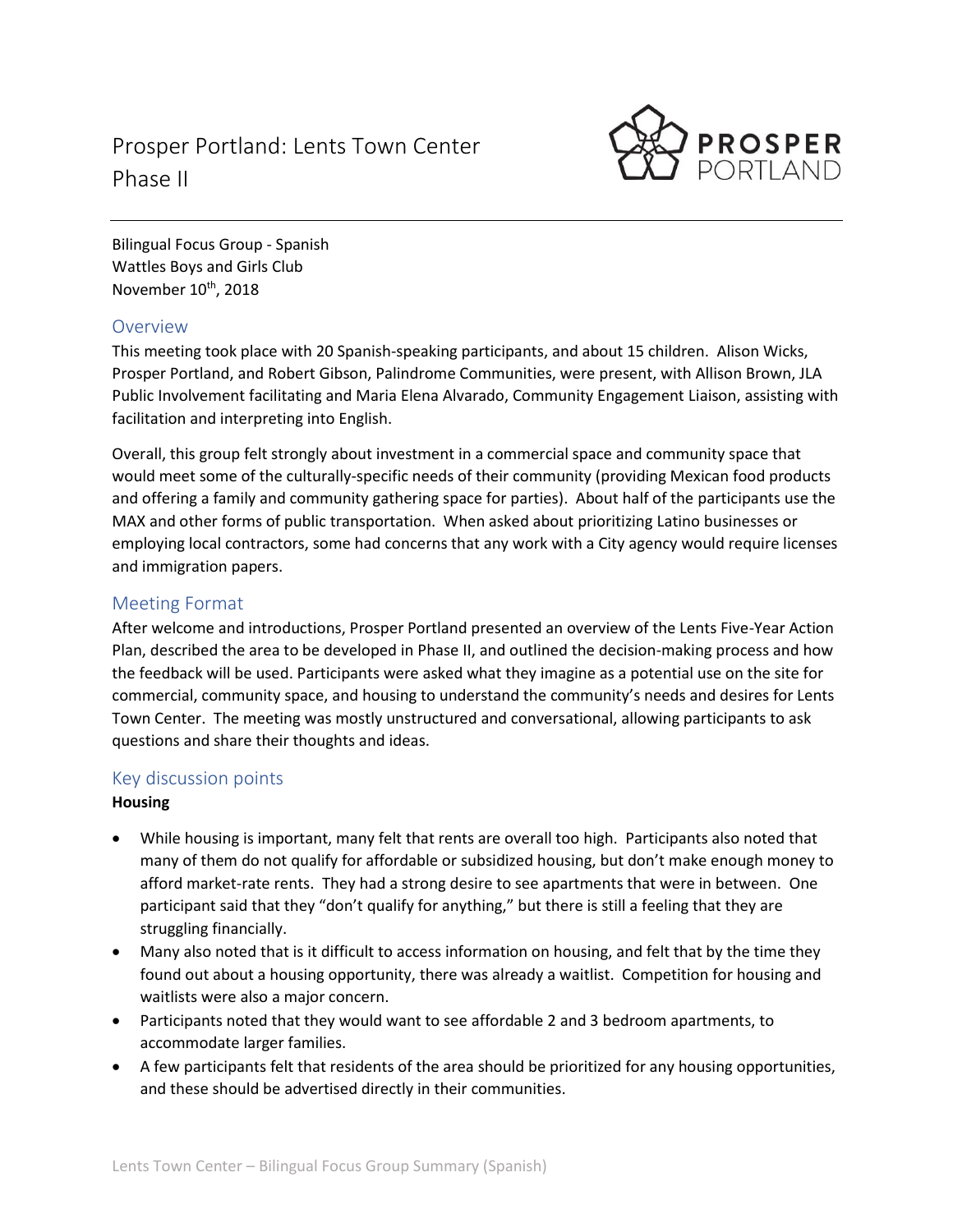# Prosper Portland: Lents Town Center Phase II

Bilingual Focus Group - Spanish
Wattles Boys and Girls Club
November 10th, 2018

## Overview

This meeting took place with 20 Spanish-speaking participants, and about 15 children. Alison Wicks, Prosper Portland, and Robert Gibson, Palindrome Communities, were present, with Allison Brown, JLA Public Involvement facilitating and Maria Elena Alvarado, Community Engagement Liaison, assisting with facilitation and interpreting into English.

Overall, this group felt strongly about investment in a commercial space and community space that would meet some of the culturally-specific needs of their community (providing Mexican food products and offering a family and community gathering space for parties). About half of the participants use the MAX and other forms of public transportation. When asked about prioritizing Latino businesses or employing local contractors, some had concerns that any work with a City agency would require licenses and immigration papers.

## Meeting Format

After welcome and introductions, Prosper Portland presented an overview of the Lents Five-Year Action Plan, described the area to be developed in Phase II, and outlined the decision-making process and how the feedback will be used. Participants were asked what they imagine as a potential use on the site for commercial, community space, and housing to understand the community's needs and desires for Lents Town Center. The meeting was mostly unstructured and conversational, allowing participants to ask questions and share their thoughts and ideas.

## Key discussion points

**Housing**

- While housing is important, many felt that rents are overall too high. Participants also noted that many of them do not qualify for affordable or subsidized housing, but don't make enough money to afford market-rate rents. They had a strong desire to see apartments that were in between. One participant said that they "don't qualify for anything," but there is still a feeling that they are struggling financially.
- Many also noted that is it difficult to access information on housing, and felt that by the time they found out about a housing opportunity, there was already a waitlist. Competition for housing and waitlists were also a major concern.
- Participants noted that they would want to see affordable 2 and 3 bedroom apartments, to accommodate larger families.
- A few participants felt that residents of the area should be prioritized for any housing opportunities, and these should be advertised directly in their communities.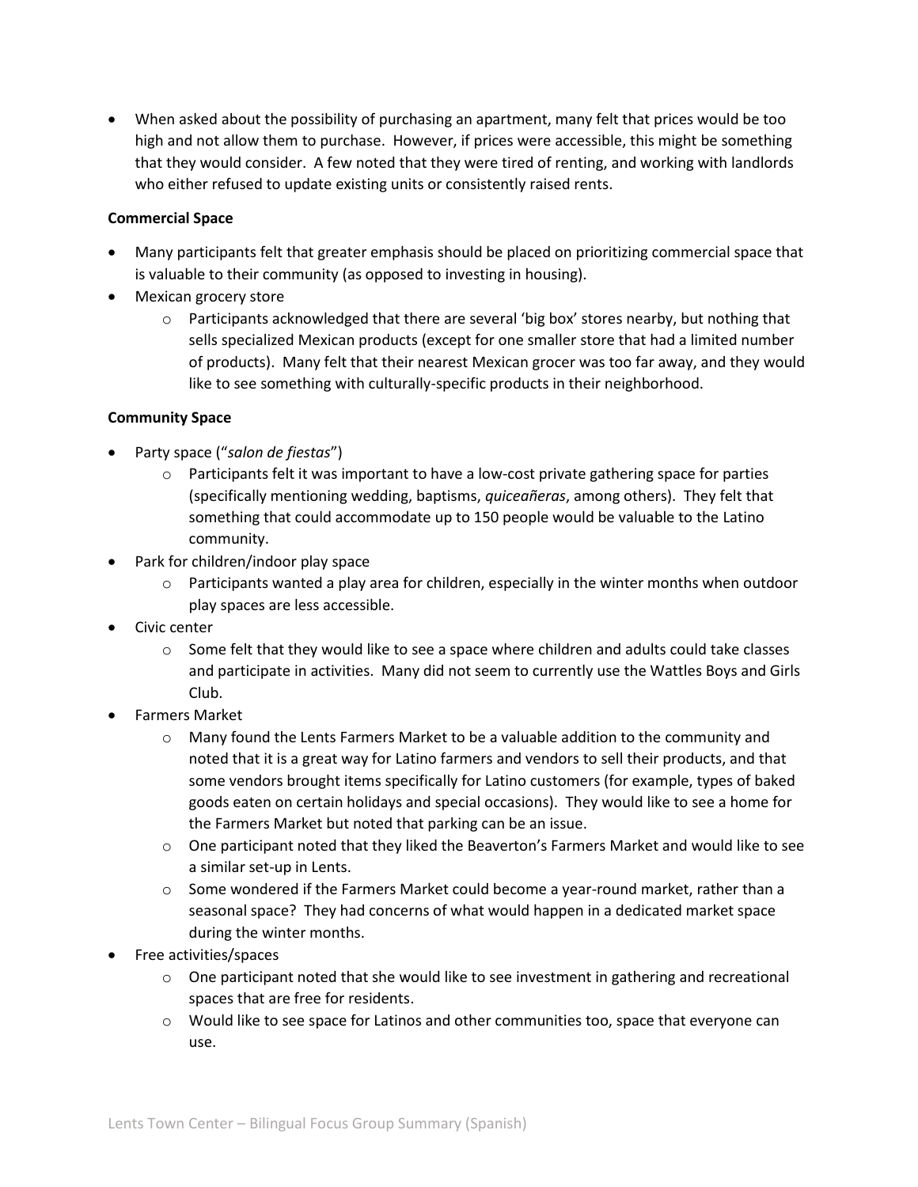- When asked about the possibility of purchasing an apartment, many felt that prices would be too high and not allow them to purchase. However, if prices were accessible, this might be something that they would consider. A few noted that they were tired of renting, and working with landlords who either refused to update existing units or consistently raised rents.

**Commercial Space**

- Many participants felt that greater emphasis should be placed on prioritizing commercial space that is valuable to their community (as opposed to investing in housing).
- Mexican grocery store
  - Participants acknowledged that there are several 'big box' stores nearby, but nothing that sells specialized Mexican products (except for one smaller store that had a limited number of products). Many felt that their nearest Mexican grocer was too far away, and they would like to see something with culturally-specific products in their neighborhood.

**Community Space**

- Party space ("*salon de fiestas*")
  - Participants felt it was important to have a low-cost private gathering space for parties (specifically mentioning wedding, baptisms, *quiceañeras*, among others). They felt that something that could accommodate up to 150 people would be valuable to the Latino community.
- Park for children/indoor play space
  - Participants wanted a play area for children, especially in the winter months when outdoor play spaces are less accessible.
- Civic center
  - Some felt that they would like to see a space where children and adults could take classes and participate in activities. Many did not seem to currently use the Wattles Boys and Girls Club.
- Farmers Market
  - Many found the Lents Farmers Market to be a valuable addition to the community and noted that it is a great way for Latino farmers and vendors to sell their products, and that some vendors brought items specifically for Latino customers (for example, types of baked goods eaten on certain holidays and special occasions). They would like to see a home for the Farmers Market but noted that parking can be an issue.
  - One participant noted that they liked the Beaverton's Farmers Market and would like to see a similar set-up in Lents.
  - Some wondered if the Farmers Market could become a year-round market, rather than a seasonal space? They had concerns of what would happen in a dedicated market space during the winter months.
- Free activities/spaces
  - One participant noted that she would like to see investment in gathering and recreational spaces that are free for residents.
  - Would like to see space for Latinos and other communities too, space that everyone can use.